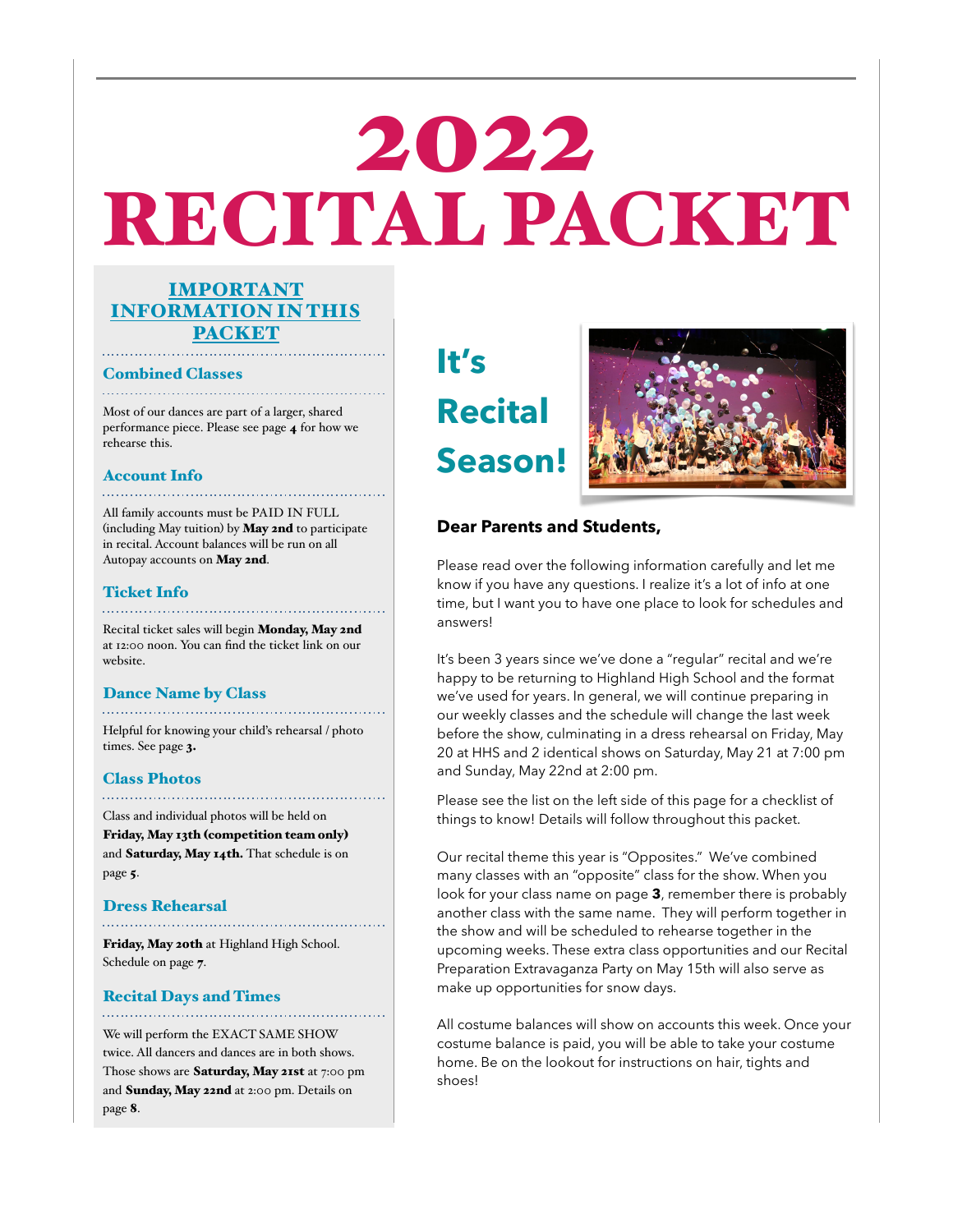# 2022 RECITAL PACKET

## IMPORTANT INFORMATION IN THIS PACKET

### Combined Classes

Most of our dances are part of a larger, shared performance piece. Please see page **4** for how we rehearse this.

### Account Info

All family accounts must be PAID IN FULL (including May tuition) by **May 2nd** to participate in recital. Account balances will be run on all Autopay accounts on **May 2nd**.

### Ticket Info

Recital ticket sales will begin **Monday, May 2nd** at 12:00 noon. You can find the ticket link on our website.

### Dance Name by Class

Helpful for knowing your child's rehearsal / photo times. See page **3**.

### Class Photos

Class and individual photos will be held on **Friday, May 13th (competition team only)** and **Saturday, May 14th.** That schedule is on page **5**.

### Dress Rehearsal

**Friday, May 20th** at Highland High School. Schedule on page **7**.

### Recital Days and Times

We will perform the EXACT SAME SHOW twice. All dancers and dances are in both shows. Those shows are **Saturday, May 21st** at 7:00 pm and **Sunday, May 22nd** at 2:00 pm. Details on page **8**.

## It's Recital Season!

**Dear Parents and Students,**

Please read over the following information carefully and let me know if you have any questions. I realize it's a lot of info at one time, but I want you to have one place to look for schedules and answers!

It's been 3 years since we've done a "regular" recital and we're happy to be returning to Highland High School and the format we've used for years. In general, we will continue preparing in our weekly classes and the schedule will change the last week before the show, culminating in a dress rehearsal on Friday, May 20 at HHS and 2 identical shows on Saturday, May 21 at 7:00 pm and Sunday, May 22nd at 2:00 pm.

Please see the list on the left side of this page for a checklist of things to know! Details will follow throughout this packet.

Our recital theme this year is "Opposites." We've combined many classes with an "opposite" class for the show. When you look for your class name on page **3**, remember there is probably another class with the same name. They will perform together in the show and will be scheduled to rehearse together in the upcoming weeks. These extra class opportunities and our Recital Preparation Extravaganza Party on May 15th will also serve as make up opportunities for snow days.

All costume balances will show on accounts this week. Once your costume balance is paid, you will be able to take your costume home. Be on the lookout for instructions on hair, tights and shoes!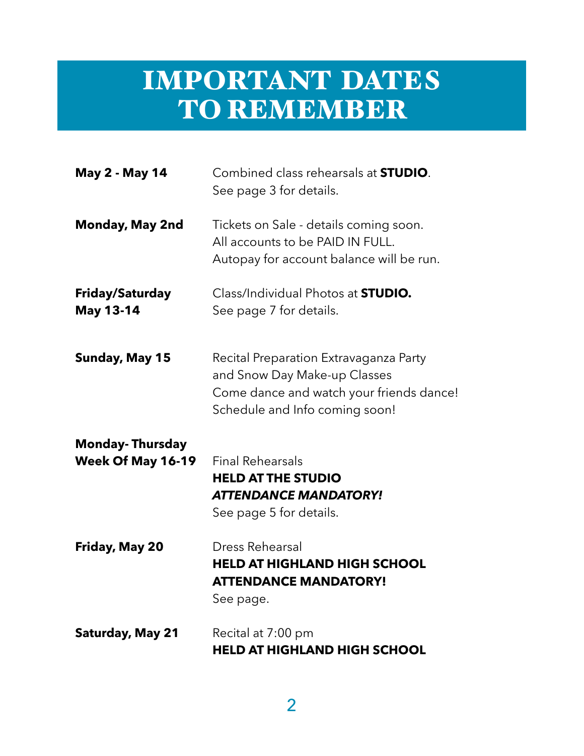# IMPORTANT DATES TO REMEMBER

**May 2 - May 14**
Combined class rehearsals at **STUDIO**.
See page 3 for details.

**Monday, May 2nd**
Tickets on Sale - details coming soon.
All accounts to be PAID IN FULL.
Autopay for account balance will be run.

**Friday/Saturday May 13-14**
Class/Individual Photos at **STUDIO.**
See page 7 for details.

**Sunday, May 15**
Recital Preparation Extravaganza Party
and Snow Day Make-up Classes
Come dance and watch your friends dance!
Schedule and Info coming soon!

**Monday- Thursday Week Of May 16-19**
Final Rehearsals
**HELD AT THE STUDIO**
***ATTENDANCE MANDATORY!***
See page 5 for details.

**Friday, May 20**
Dress Rehearsal
**HELD AT HIGHLAND HIGH SCHOOL**
**ATTENDANCE MANDATORY!**
See page.

**Saturday, May 21**
Recital at 7:00 pm
**HELD AT HIGHLAND HIGH SCHOOL**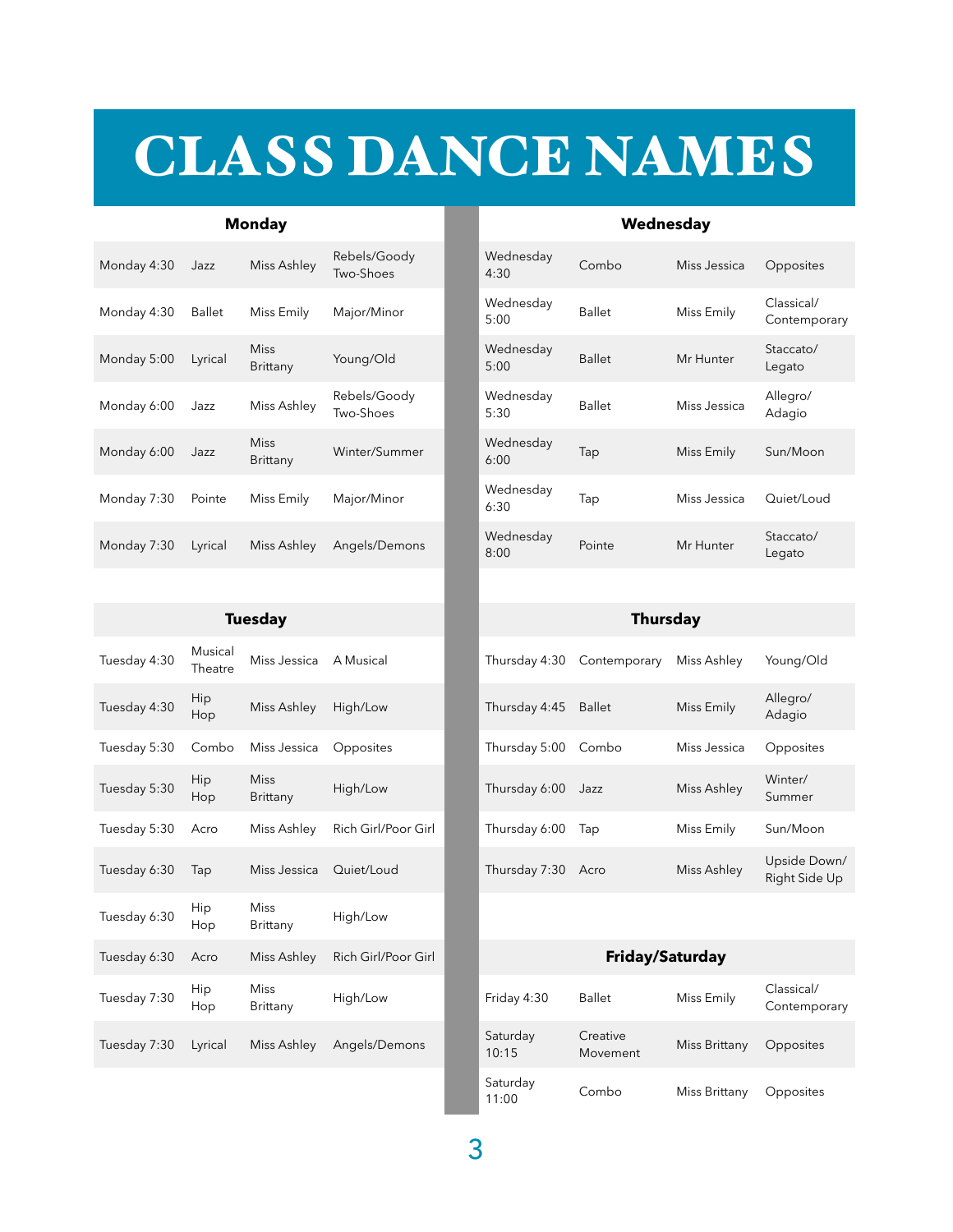# CLASS DANCE NAMES

## Monday

| | | | |
|---|---|---|---|
| Monday 4:30 | Jazz | Miss Ashley | Rebels/Goody Two-Shoes |
| Monday 4:30 | Ballet | Miss Emily | Major/Minor |
| Monday 5:00 | Lyrical | Miss Brittany | Young/Old |
| Monday 6:00 | Jazz | Miss Ashley | Rebels/Goody Two-Shoes |
| Monday 6:00 | Jazz | Miss Brittany | Winter/Summer |
| Monday 7:30 | Pointe | Miss Emily | Major/Minor |
| Monday 7:30 | Lyrical | Miss Ashley | Angels/Demons |

## Tuesday

| | | | |
|---|---|---|---|
| Tuesday 4:30 | Musical Theatre | Miss Jessica | A Musical |
| Tuesday 4:30 | Hip Hop | Miss Ashley | High/Low |
| Tuesday 5:30 | Combo | Miss Jessica | Opposites |
| Tuesday 5:30 | Hip Hop | Miss Brittany | High/Low |
| Tuesday 5:30 | Acro | Miss Ashley | Rich Girl/Poor Girl |
| Tuesday 6:30 | Tap | Miss Jessica | Quiet/Loud |
| Tuesday 6:30 | Hip Hop | Miss Brittany | High/Low |
| Tuesday 6:30 | Acro | Miss Ashley | Rich Girl/Poor Girl |
| Tuesday 7:30 | Hip Hop | Miss Brittany | High/Low |
| Tuesday 7:30 | Lyrical | Miss Ashley | Angels/Demons |

## Wednesday

| | | | |
|---|---|---|---|
| Wednesday 4:30 | Combo | Miss Jessica | Opposites |
| Wednesday 5:00 | Ballet | Miss Emily | Classical/Contemporary |
| Wednesday 5:00 | Ballet | Mr Hunter | Staccato/Legato |
| Wednesday 5:30 | Ballet | Miss Jessica | Allegro/Adagio |
| Wednesday 6:00 | Tap | Miss Emily | Sun/Moon |
| Wednesday 6:30 | Tap | Miss Jessica | Quiet/Loud |
| Wednesday 8:00 | Pointe | Mr Hunter | Staccato/Legato |

## Thursday

| | | | |
|---|---|---|---|
| Thursday 4:30 | Contemporary | Miss Ashley | Young/Old |
| Thursday 4:45 | Ballet | Miss Emily | Allegro/Adagio |
| Thursday 5:00 | Combo | Miss Jessica | Opposites |
| Thursday 6:00 | Jazz | Miss Ashley | Winter/Summer |
| Thursday 6:00 | Tap | Miss Emily | Sun/Moon |
| Thursday 7:30 | Acro | Miss Ashley | Upside Down/Right Side Up |

## Friday/Saturday

| | | | |
|---|---|---|---|
| Friday 4:30 | Ballet | Miss Emily | Classical/Contemporary |
| Saturday 10:15 | Creative Movement | Miss Brittany | Opposites |
| Saturday 11:00 | Combo | Miss Brittany | Opposites |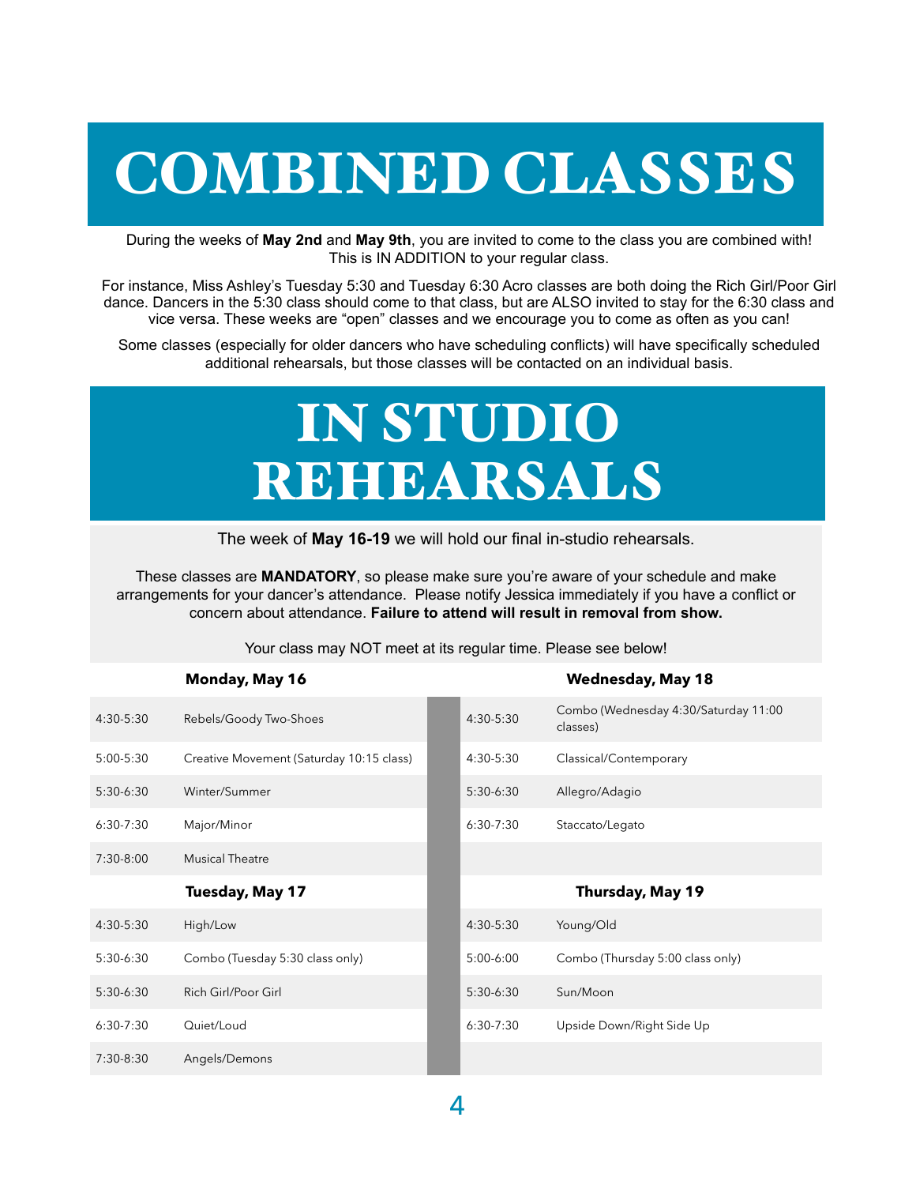# COMBINED CLASSES

During the weeks of **May 2nd** and **May 9th**, you are invited to come to the class you are combined with! This is IN ADDITION to your regular class.

For instance, Miss Ashley's Tuesday 5:30 and Tuesday 6:30 Acro classes are both doing the Rich Girl/Poor Girl dance. Dancers in the 5:30 class should come to that class, but are ALSO invited to stay for the 6:30 class and vice versa. These weeks are "open" classes and we encourage you to come as often as you can!

Some classes (especially for older dancers who have scheduling conflicts) will have specifically scheduled additional rehearsals, but those classes will be contacted on an individual basis.

# IN STUDIO REHEARSALS

The week of **May 16-19** we will hold our final in-studio rehearsals.

These classes are **MANDATORY**, so please make sure you're aware of your schedule and make arrangements for your dancer's attendance. Please notify Jessica immediately if you have a conflict or concern about attendance. **Failure to attend will result in removal from show.**

Your class may NOT meet at its regular time. Please see below!

| | **Monday, May 16** |
|---|---|
| 4:30-5:30 | Rebels/Goody Two-Shoes |
| 5:00-5:30 | Creative Movement (Saturday 10:15 class) |
| 5:30-6:30 | Winter/Summer |
| 6:30-7:30 | Major/Minor |
| 7:30-8:00 | Musical Theatre |

| | **Tuesday, May 17** |
|---|---|
| 4:30-5:30 | High/Low |
| 5:30-6:30 | Combo (Tuesday 5:30 class only) |
| 5:30-6:30 | Rich Girl/Poor Girl |
| 6:30-7:30 | Quiet/Loud |
| 7:30-8:30 | Angels/Demons |

| | **Wednesday, May 18** |
|---|---|
| 4:30-5:30 | Combo (Wednesday 4:30/Saturday 11:00 classes) |
| 4:30-5:30 | Classical/Contemporary |
| 5:30-6:30 | Allegro/Adagio |
| 6:30-7:30 | Staccato/Legato |

| | **Thursday, May 19** |
|---|---|
| 4:30-5:30 | Young/Old |
| 5:00-6:00 | Combo (Thursday 5:00 class only) |
| 5:30-6:30 | Sun/Moon |
| 6:30-7:30 | Upside Down/Right Side Up |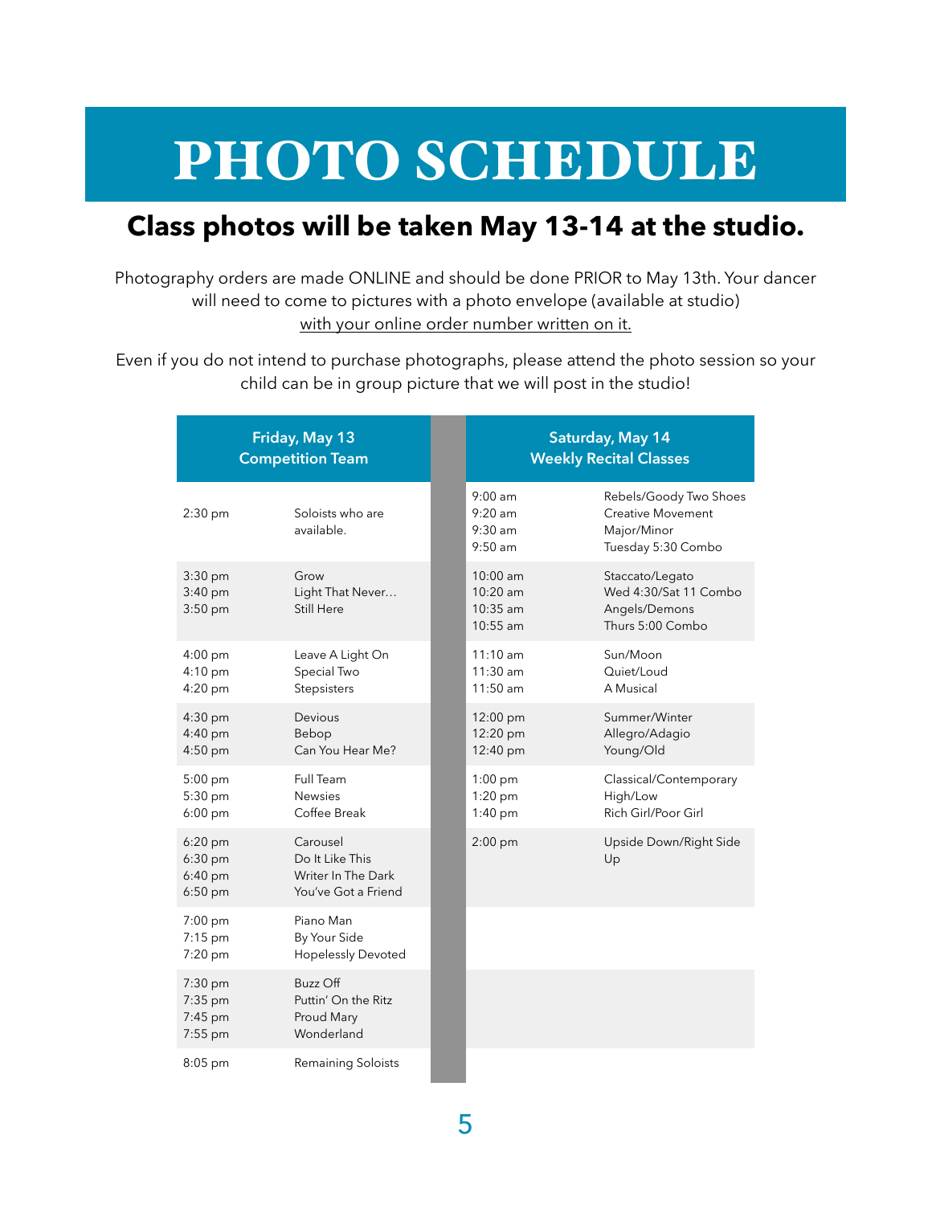# PHOTO SCHEDULE

## Class photos will be taken May 13-14 at the studio.

Photography orders are made ONLINE and should be done PRIOR to May 13th. Your dancer will need to come to pictures with a photo envelope (available at studio) with your online order number written on it.

Even if you do not intend to purchase photographs, please attend the photo session so your child can be in group picture that we will post in the studio!

| Friday, May 13<br>Competition Team | | Saturday, May 14<br>Weekly Recital Classes | |
|---|---|---|---|
| 2:30 pm | Soloists who are available. | 9:00 am<br>9:20 am<br>9:30 am<br>9:50 am | Rebels/Goody Two Shoes<br>Creative Movement<br>Major/Minor<br>Tuesday 5:30 Combo |
| 3:30 pm<br>3:40 pm<br>3:50 pm | Grow<br>Light That Never…<br>Still Here | 10:00 am<br>10:20 am<br>10:35 am<br>10:55 am | Staccato/Legato<br>Wed 4:30/Sat 11 Combo<br>Angels/Demons<br>Thurs 5:00 Combo |
| 4:00 pm<br>4:10 pm<br>4:20 pm | Leave A Light On<br>Special Two<br>Stepsisters | 11:10 am<br>11:30 am<br>11:50 am | Sun/Moon<br>Quiet/Loud<br>A Musical |
| 4:30 pm<br>4:40 pm<br>4:50 pm | Devious<br>Bebop<br>Can You Hear Me? | 12:00 pm<br>12:20 pm<br>12:40 pm | Summer/Winter<br>Allegro/Adagio<br>Young/Old |
| 5:00 pm<br>5:30 pm<br>6:00 pm | Full Team<br>Newsies<br>Coffee Break | 1:00 pm<br>1:20 pm<br>1:40 pm | Classical/Contemporary<br>High/Low<br>Rich Girl/Poor Girl |
| 6:20 pm<br>6:30 pm<br>6:40 pm<br>6:50 pm | Carousel<br>Do It Like This<br>Writer In The Dark<br>You've Got a Friend | 2:00 pm | Upside Down/Right Side Up |
| 7:00 pm<br>7:15 pm<br>7:20 pm | Piano Man<br>By Your Side<br>Hopelessly Devoted | | |
| 7:30 pm<br>7:35 pm<br>7:45 pm<br>7:55 pm | Buzz Off<br>Puttin' On the Ritz<br>Proud Mary<br>Wonderland | | |
| 8:05 pm | Remaining Soloists | | |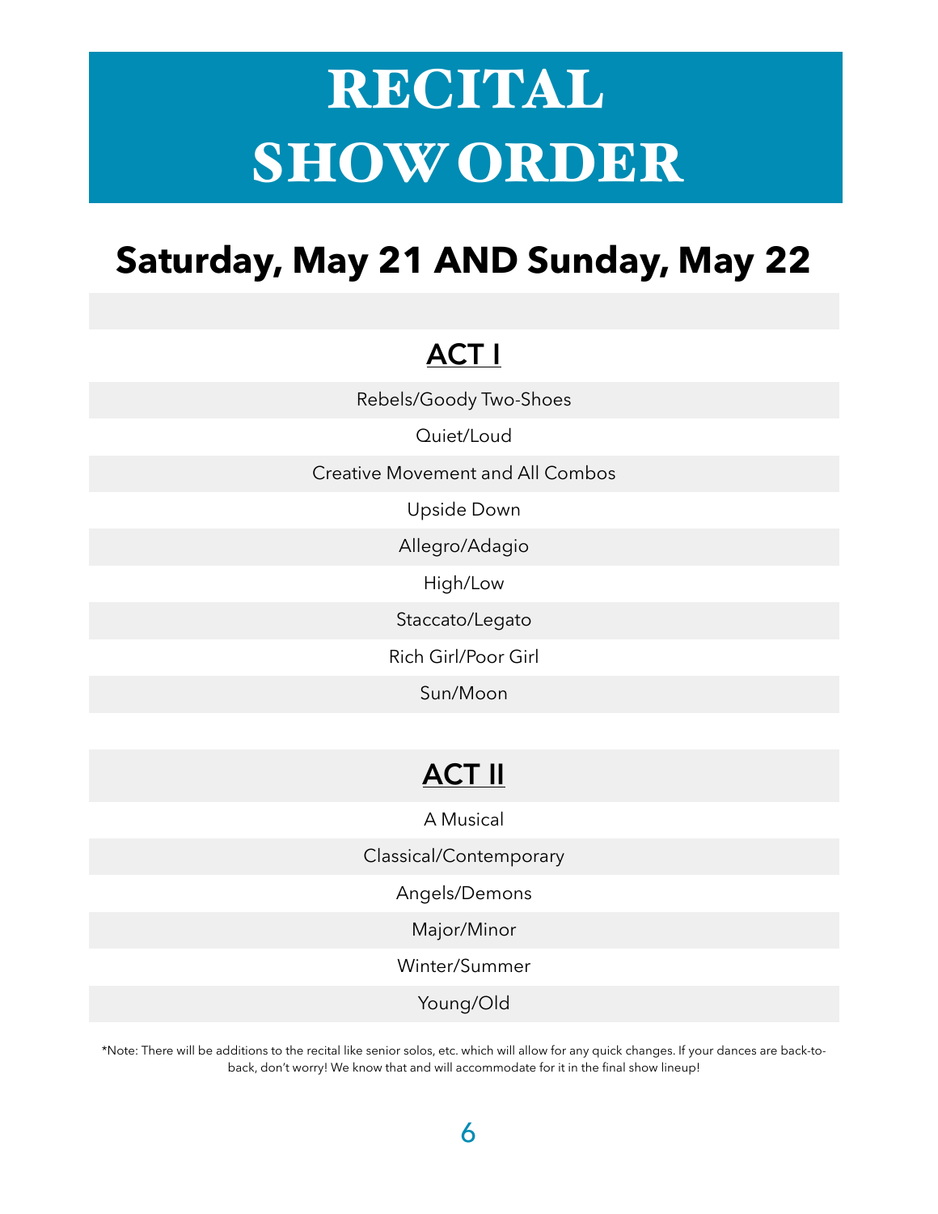# RECITAL SHOW ORDER

## Saturday, May 21 AND Sunday, May 22

### ACT I

Rebels/Goody Two-Shoes

Quiet/Loud

Creative Movement and All Combos

Upside Down

Allegro/Adagio

High/Low

Staccato/Legato

Rich Girl/Poor Girl

Sun/Moon

### ACT II

A Musical

Classical/Contemporary

Angels/Demons

Major/Minor

Winter/Summer

Young/Old

*Note: There will be additions to the recital like senior solos, etc. which will allow for any quick changes. If your dances are back-to-back, don't worry! We know that and will accommodate for it in the final show lineup!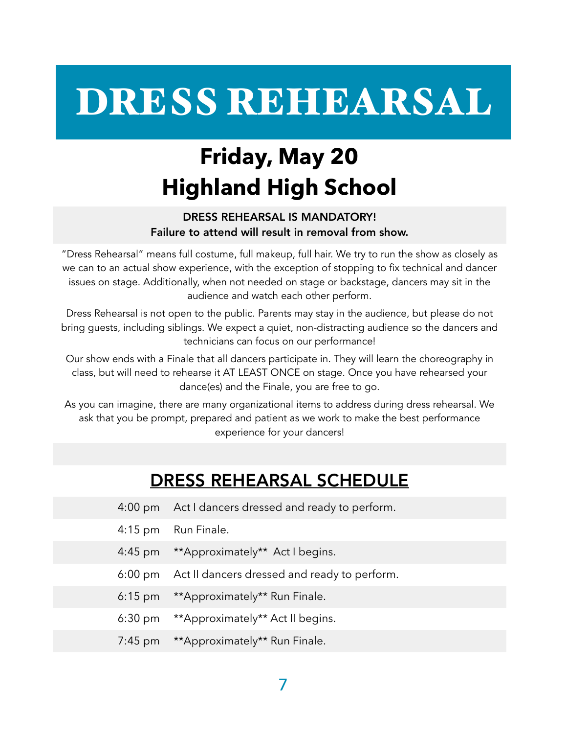# DRESS REHEARSAL

## Friday, May 20
## Highland High School

**DRESS REHEARSAL IS MANDATORY!**
**Failure to attend will result in removal from show.**

"Dress Rehearsal" means full costume, full makeup, full hair. We try to run the show as closely as we can to an actual show experience, with the exception of stopping to fix technical and dancer issues on stage. Additionally, when not needed on stage or backstage, dancers may sit in the audience and watch each other perform.

Dress Rehearsal is not open to the public. Parents may stay in the audience, but please do not bring guests, including siblings. We expect a quiet, non-distracting audience so the dancers and technicians can focus on our performance!

Our show ends with a Finale that all dancers participate in. They will learn the choreography in class, but will need to rehearse it AT LEAST ONCE on stage. Once you have rehearsed your dance(es) and the Finale, you are free to go.

As you can imagine, there are many organizational items to address during dress rehearsal. We ask that you be prompt, prepared and patient as we work to make the best performance experience for your dancers!

## DRESS REHEARSAL SCHEDULE

| Time | Activity |
|---|---|
| 4:00 pm | Act I dancers dressed and ready to perform. |
| 4:15 pm | Run Finale. |
| 4:45 pm | **Approximately** Act I begins. |
| 6:00 pm | Act II dancers dressed and ready to perform. |
| 6:15 pm | **Approximately** Run Finale. |
| 6:30 pm | **Approximately** Act II begins. |
| 7:45 pm | **Approximately** Run Finale. |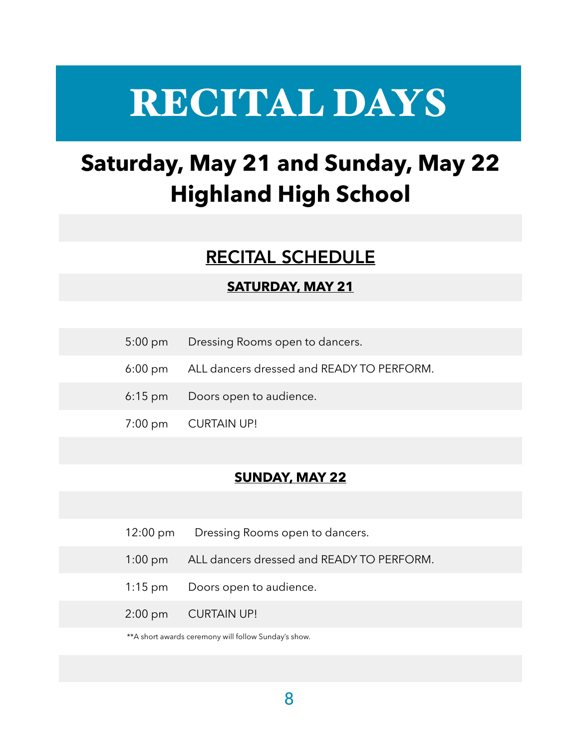# RECITAL DAYS

## Saturday, May 21 and Sunday, May 22
## Highland High School

### RECITAL SCHEDULE

**SATURDAY, MAY 21**

| | |
|---|---|
| 5:00 pm | Dressing Rooms open to dancers. |
| 6:00 pm | ALL dancers dressed and READY TO PERFORM. |
| 6:15 pm | Doors open to audience. |
| 7:00 pm | CURTAIN UP! |

**SUNDAY, MAY 22**

| | |
|---|---|
| 12:00 pm | Dressing Rooms open to dancers. |
| 1:00 pm | ALL dancers dressed and READY TO PERFORM. |
| 1:15 pm | Doors open to audience. |
| 2:00 pm | CURTAIN UP! |

**A short awards ceremony will follow Sunday's show.